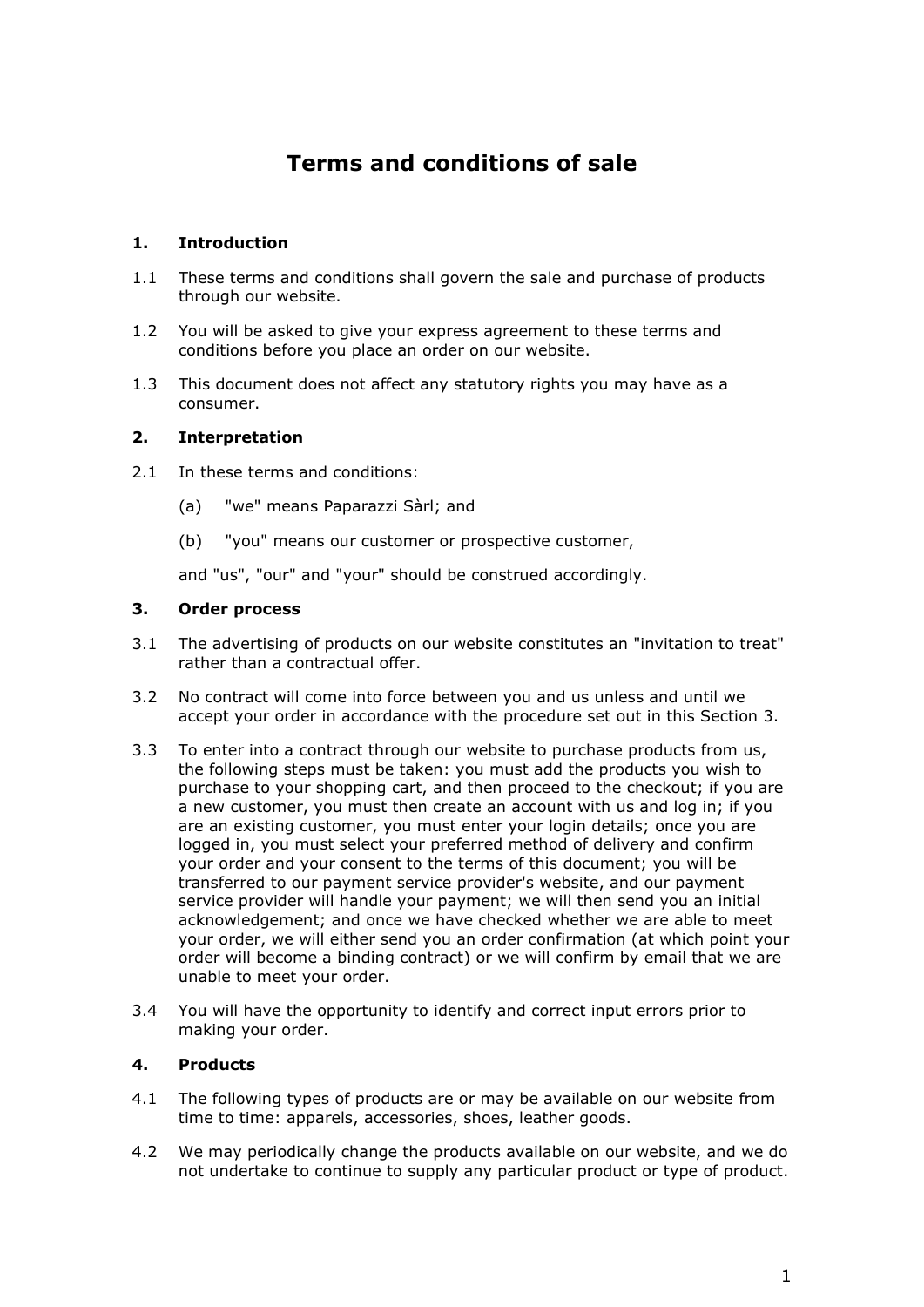# Terms and conditions of sale

## 1. Introduction

1.1 These terms and conditions shall govern the sale and purchase of products through our website.

1.2 You will be asked to give your express agreement to these terms and conditions before you place an order on our website.

1.3 This document does not affect any statutory rights you may have as a consumer.

## 2. Interpretation

2.1 In these terms and conditions:

(a) "we" means Paparazzi Sàrl; and

(b) "you" means our customer or prospective customer,

and "us", "our" and "your" should be construed accordingly.

## 3. Order process

3.1 The advertising of products on our website constitutes an "invitation to treat" rather than a contractual offer.

3.2 No contract will come into force between you and us unless and until we accept your order in accordance with the procedure set out in this Section 3.

3.3 To enter into a contract through our website to purchase products from us, the following steps must be taken: you must add the products you wish to purchase to your shopping cart, and then proceed to the checkout; if you are a new customer, you must then create an account with us and log in; if you are an existing customer, you must enter your login details; once you are logged in, you must select your preferred method of delivery and confirm your order and your consent to the terms of this document; you will be transferred to our payment service provider's website, and our payment service provider will handle your payment; we will then send you an initial acknowledgement; and once we have checked whether we are able to meet your order, we will either send you an order confirmation (at which point your order will become a binding contract) or we will confirm by email that we are unable to meet your order.

3.4 You will have the opportunity to identify and correct input errors prior to making your order.

## 4. Products

4.1 The following types of products are or may be available on our website from time to time: apparels, accessories, shoes, leather goods.

4.2 We may periodically change the products available on our website, and we do not undertake to continue to supply any particular product or type of product.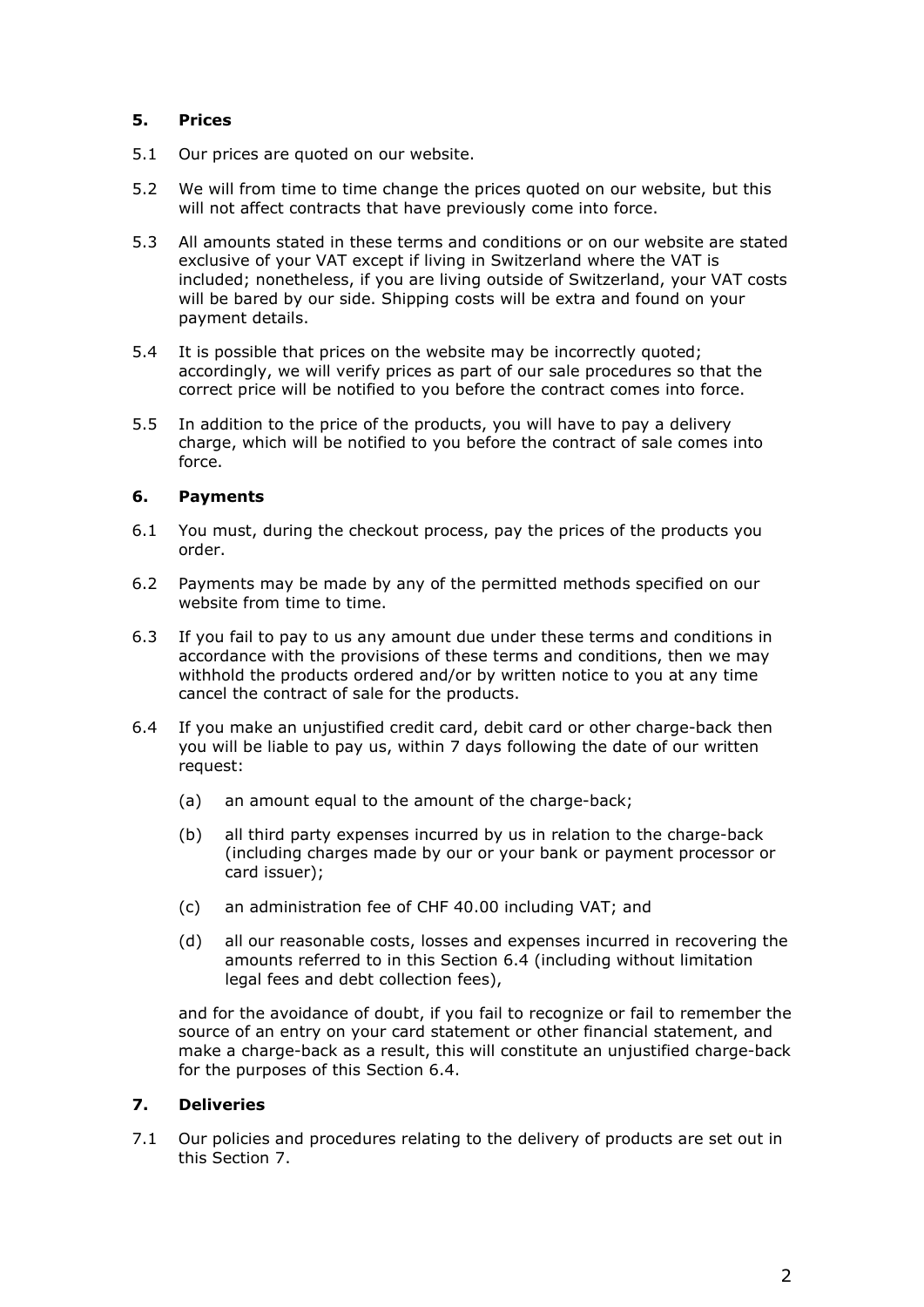## 5. Prices

5.1 Our prices are quoted on our website.

5.2 We will from time to time change the prices quoted on our website, but this will not affect contracts that have previously come into force.

5.3 All amounts stated in these terms and conditions or on our website are stated exclusive of your VAT except if living in Switzerland where the VAT is included; nonetheless, if you are living outside of Switzerland, your VAT costs will be bared by our side. Shipping costs will be extra and found on your payment details.

5.4 It is possible that prices on the website may be incorrectly quoted; accordingly, we will verify prices as part of our sale procedures so that the correct price will be notified to you before the contract comes into force.

5.5 In addition to the price of the products, you will have to pay a delivery charge, which will be notified to you before the contract of sale comes into force.

## 6. Payments

6.1 You must, during the checkout process, pay the prices of the products you order.

6.2 Payments may be made by any of the permitted methods specified on our website from time to time.

6.3 If you fail to pay to us any amount due under these terms and conditions in accordance with the provisions of these terms and conditions, then we may withhold the products ordered and/or by written notice to you at any time cancel the contract of sale for the products.

6.4 If you make an unjustified credit card, debit card or other charge-back then you will be liable to pay us, within 7 days following the date of our written request:

(a) an amount equal to the amount of the charge-back;

(b) all third party expenses incurred by us in relation to the charge-back (including charges made by our or your bank or payment processor or card issuer);

(c) an administration fee of CHF 40.00 including VAT; and

(d) all our reasonable costs, losses and expenses incurred in recovering the amounts referred to in this Section 6.4 (including without limitation legal fees and debt collection fees),

and for the avoidance of doubt, if you fail to recognize or fail to remember the source of an entry on your card statement or other financial statement, and make a charge-back as a result, this will constitute an unjustified charge-back for the purposes of this Section 6.4.

## 7. Deliveries

7.1 Our policies and procedures relating to the delivery of products are set out in this Section 7.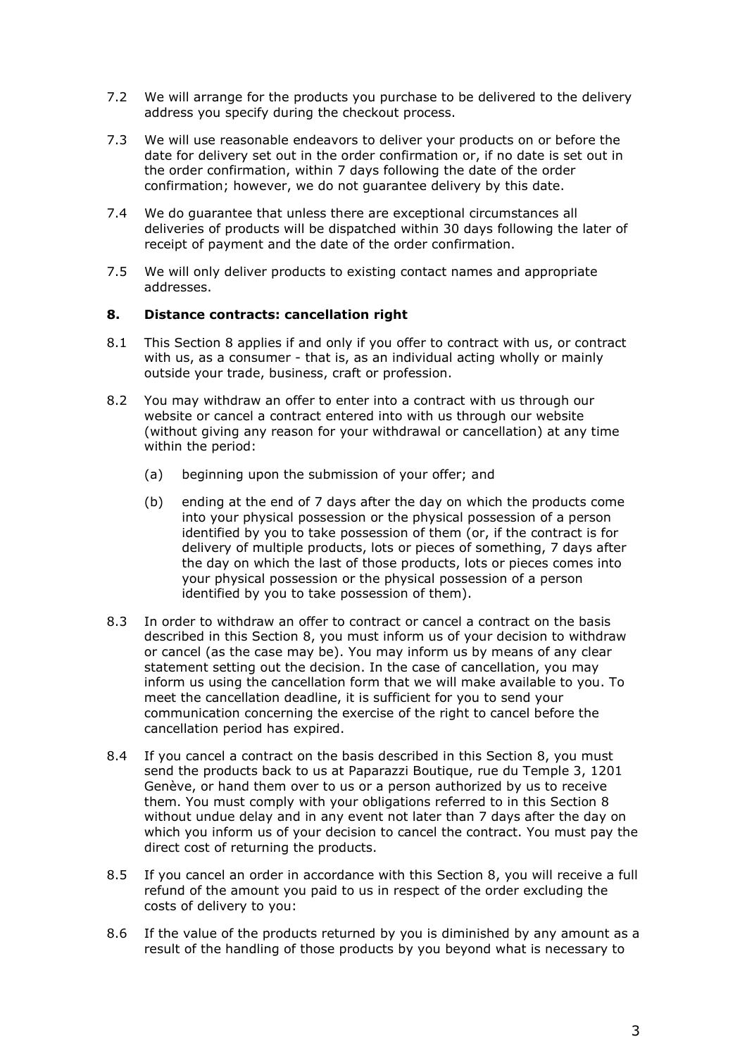7.2 We will arrange for the products you purchase to be delivered to the delivery address you specify during the checkout process.

7.3 We will use reasonable endeavors to deliver your products on or before the date for delivery set out in the order confirmation or, if no date is set out in the order confirmation, within 7 days following the date of the order confirmation; however, we do not guarantee delivery by this date.

7.4 We do guarantee that unless there are exceptional circumstances all deliveries of products will be dispatched within 30 days following the later of receipt of payment and the date of the order confirmation.

7.5 We will only deliver products to existing contact names and appropriate addresses.

## 8. Distance contracts: cancellation right

8.1 This Section 8 applies if and only if you offer to contract with us, or contract with us, as a consumer - that is, as an individual acting wholly or mainly outside your trade, business, craft or profession.

8.2 You may withdraw an offer to enter into a contract with us through our website or cancel a contract entered into with us through our website (without giving any reason for your withdrawal or cancellation) at any time within the period:

(a) beginning upon the submission of your offer; and

(b) ending at the end of 7 days after the day on which the products come into your physical possession or the physical possession of a person identified by you to take possession of them (or, if the contract is for delivery of multiple products, lots or pieces of something, 7 days after the day on which the last of those products, lots or pieces comes into your physical possession or the physical possession of a person identified by you to take possession of them).

8.3 In order to withdraw an offer to contract or cancel a contract on the basis described in this Section 8, you must inform us of your decision to withdraw or cancel (as the case may be). You may inform us by means of any clear statement setting out the decision. In the case of cancellation, you may inform us using the cancellation form that we will make available to you. To meet the cancellation deadline, it is sufficient for you to send your communication concerning the exercise of the right to cancel before the cancellation period has expired.

8.4 If you cancel a contract on the basis described in this Section 8, you must send the products back to us at Paparazzi Boutique, rue du Temple 3, 1201 Genève, or hand them over to us or a person authorized by us to receive them. You must comply with your obligations referred to in this Section 8 without undue delay and in any event not later than 7 days after the day on which you inform us of your decision to cancel the contract. You must pay the direct cost of returning the products.

8.5 If you cancel an order in accordance with this Section 8, you will receive a full refund of the amount you paid to us in respect of the order excluding the costs of delivery to you:

8.6 If the value of the products returned by you is diminished by any amount as a result of the handling of those products by you beyond what is necessary to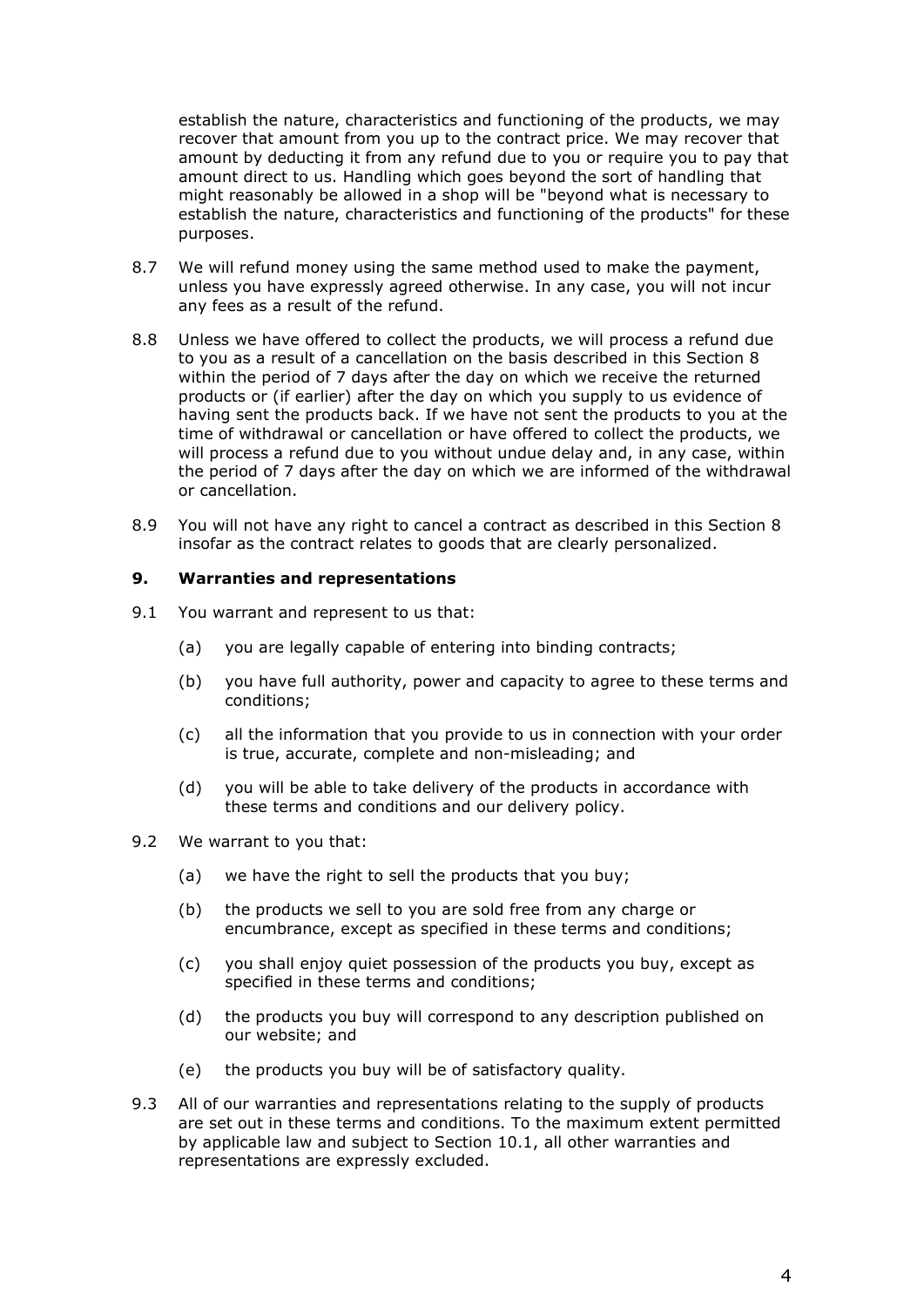establish the nature, characteristics and functioning of the products, we may recover that amount from you up to the contract price. We may recover that amount by deducting it from any refund due to you or require you to pay that amount direct to us. Handling which goes beyond the sort of handling that might reasonably be allowed in a shop will be "beyond what is necessary to establish the nature, characteristics and functioning of the products" for these purposes.

8.7 We will refund money using the same method used to make the payment, unless you have expressly agreed otherwise. In any case, you will not incur any fees as a result of the refund.

8.8 Unless we have offered to collect the products, we will process a refund due to you as a result of a cancellation on the basis described in this Section 8 within the period of 7 days after the day on which we receive the returned products or (if earlier) after the day on which you supply to us evidence of having sent the products back. If we have not sent the products to you at the time of withdrawal or cancellation or have offered to collect the products, we will process a refund due to you without undue delay and, in any case, within the period of 7 days after the day on which we are informed of the withdrawal or cancellation.

8.9 You will not have any right to cancel a contract as described in this Section 8 insofar as the contract relates to goods that are clearly personalized.

## 9. Warranties and representations

9.1 You warrant and represent to us that:

(a) you are legally capable of entering into binding contracts;

(b) you have full authority, power and capacity to agree to these terms and conditions;

(c) all the information that you provide to us in connection with your order is true, accurate, complete and non-misleading; and

(d) you will be able to take delivery of the products in accordance with these terms and conditions and our delivery policy.

9.2 We warrant to you that:

(a) we have the right to sell the products that you buy;

(b) the products we sell to you are sold free from any charge or encumbrance, except as specified in these terms and conditions;

(c) you shall enjoy quiet possession of the products you buy, except as specified in these terms and conditions;

(d) the products you buy will correspond to any description published on our website; and

(e) the products you buy will be of satisfactory quality.

9.3 All of our warranties and representations relating to the supply of products are set out in these terms and conditions. To the maximum extent permitted by applicable law and subject to Section 10.1, all other warranties and representations are expressly excluded.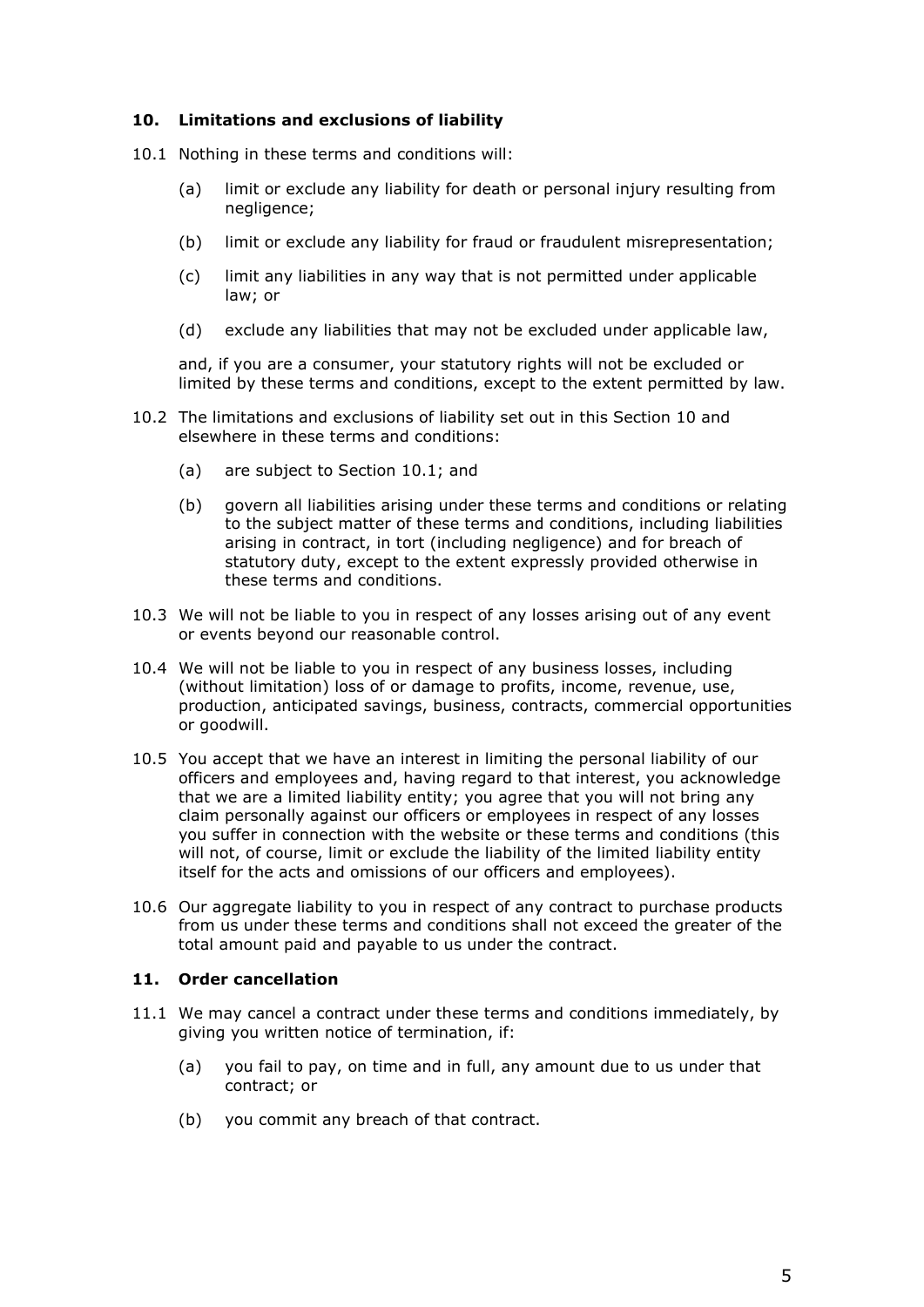## 10. Limitations and exclusions of liability

10.1 Nothing in these terms and conditions will:

(a) limit or exclude any liability for death or personal injury resulting from negligence;

(b) limit or exclude any liability for fraud or fraudulent misrepresentation;

(c) limit any liabilities in any way that is not permitted under applicable law; or

(d) exclude any liabilities that may not be excluded under applicable law,

and, if you are a consumer, your statutory rights will not be excluded or limited by these terms and conditions, except to the extent permitted by law.

10.2 The limitations and exclusions of liability set out in this Section 10 and elsewhere in these terms and conditions:

(a) are subject to Section 10.1; and

(b) govern all liabilities arising under these terms and conditions or relating to the subject matter of these terms and conditions, including liabilities arising in contract, in tort (including negligence) and for breach of statutory duty, except to the extent expressly provided otherwise in these terms and conditions.

10.3 We will not be liable to you in respect of any losses arising out of any event or events beyond our reasonable control.

10.4 We will not be liable to you in respect of any business losses, including (without limitation) loss of or damage to profits, income, revenue, use, production, anticipated savings, business, contracts, commercial opportunities or goodwill.

10.5 You accept that we have an interest in limiting the personal liability of our officers and employees and, having regard to that interest, you acknowledge that we are a limited liability entity; you agree that you will not bring any claim personally against our officers or employees in respect of any losses you suffer in connection with the website or these terms and conditions (this will not, of course, limit or exclude the liability of the limited liability entity itself for the acts and omissions of our officers and employees).

10.6 Our aggregate liability to you in respect of any contract to purchase products from us under these terms and conditions shall not exceed the greater of the total amount paid and payable to us under the contract.

## 11. Order cancellation

11.1 We may cancel a contract under these terms and conditions immediately, by giving you written notice of termination, if:

(a) you fail to pay, on time and in full, any amount due to us under that contract; or

(b) you commit any breach of that contract.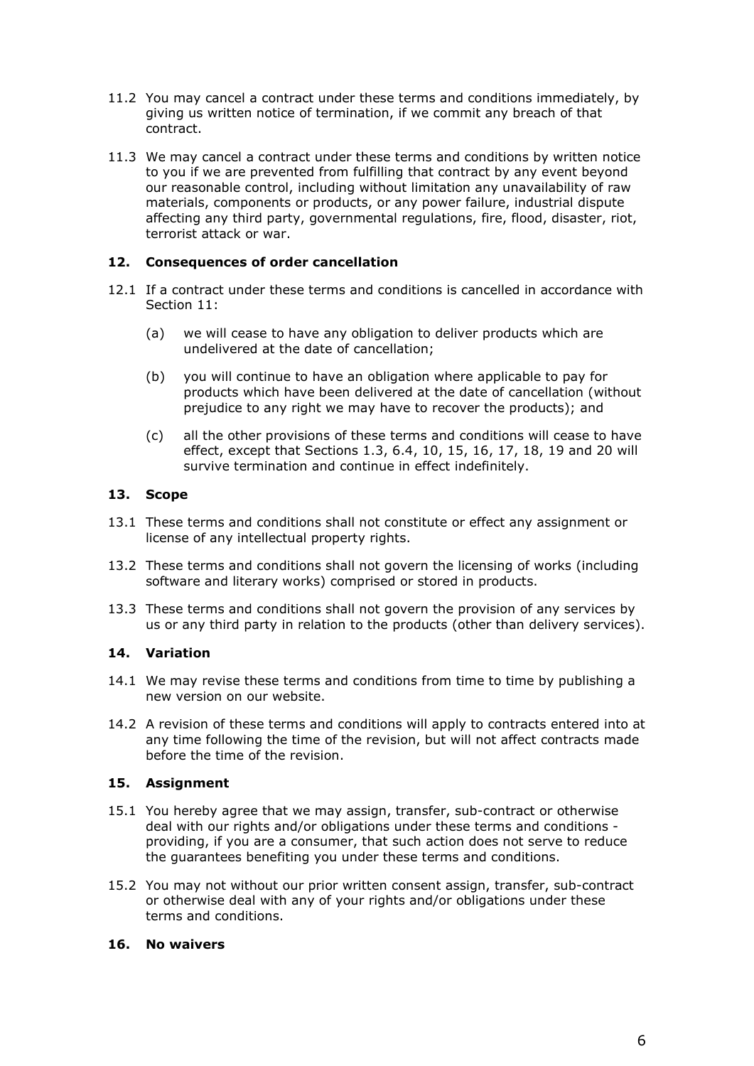11.2 You may cancel a contract under these terms and conditions immediately, by giving us written notice of termination, if we commit any breach of that contract.

11.3 We may cancel a contract under these terms and conditions by written notice to you if we are prevented from fulfilling that contract by any event beyond our reasonable control, including without limitation any unavailability of raw materials, components or products, or any power failure, industrial dispute affecting any third party, governmental regulations, fire, flood, disaster, riot, terrorist attack or war.

## 12. Consequences of order cancellation

12.1 If a contract under these terms and conditions is cancelled in accordance with Section 11:

(a) we will cease to have any obligation to deliver products which are undelivered at the date of cancellation;

(b) you will continue to have an obligation where applicable to pay for products which have been delivered at the date of cancellation (without prejudice to any right we may have to recover the products); and

(c) all the other provisions of these terms and conditions will cease to have effect, except that Sections 1.3, 6.4, 10, 15, 16, 17, 18, 19 and 20 will survive termination and continue in effect indefinitely.

## 13. Scope

13.1 These terms and conditions shall not constitute or effect any assignment or license of any intellectual property rights.

13.2 These terms and conditions shall not govern the licensing of works (including software and literary works) comprised or stored in products.

13.3 These terms and conditions shall not govern the provision of any services by us or any third party in relation to the products (other than delivery services).

## 14. Variation

14.1 We may revise these terms and conditions from time to time by publishing a new version on our website.

14.2 A revision of these terms and conditions will apply to contracts entered into at any time following the time of the revision, but will not affect contracts made before the time of the revision.

## 15. Assignment

15.1 You hereby agree that we may assign, transfer, sub-contract or otherwise deal with our rights and/or obligations under these terms and conditions - providing, if you are a consumer, that such action does not serve to reduce the guarantees benefiting you under these terms and conditions.

15.2 You may not without our prior written consent assign, transfer, sub-contract or otherwise deal with any of your rights and/or obligations under these terms and conditions.

## 16. No waivers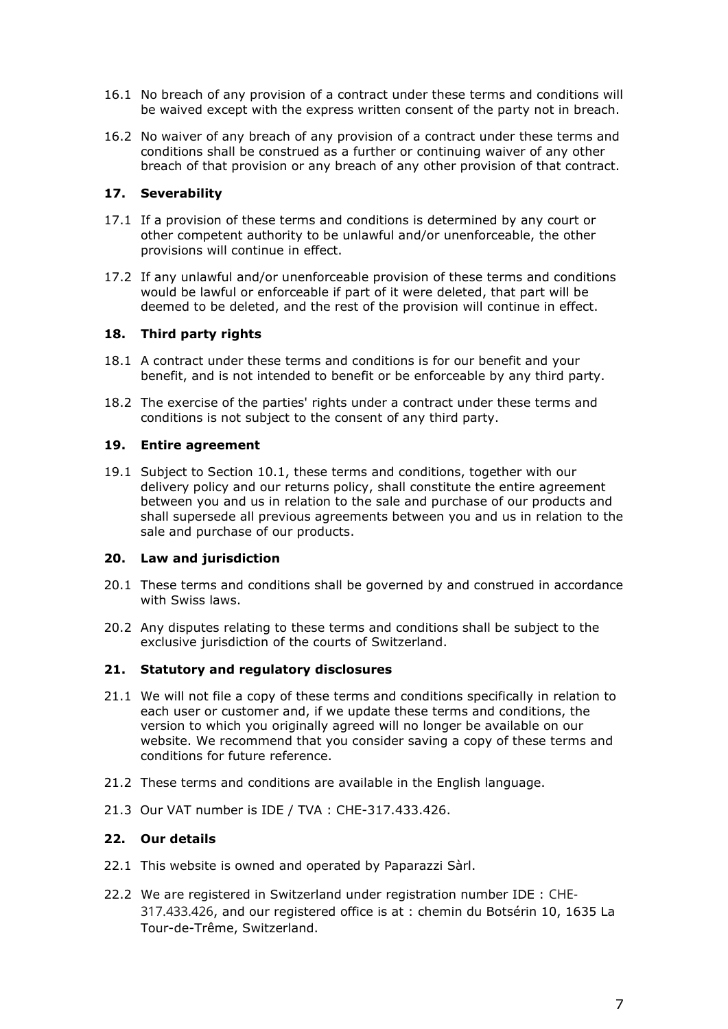16.1 No breach of any provision of a contract under these terms and conditions will be waived except with the express written consent of the party not in breach.

16.2 No waiver of any breach of any provision of a contract under these terms and conditions shall be construed as a further or continuing waiver of any other breach of that provision or any breach of any other provision of that contract.

## 17. Severability

17.1 If a provision of these terms and conditions is determined by any court or other competent authority to be unlawful and/or unenforceable, the other provisions will continue in effect.

17.2 If any unlawful and/or unenforceable provision of these terms and conditions would be lawful or enforceable if part of it were deleted, that part will be deemed to be deleted, and the rest of the provision will continue in effect.

## 18. Third party rights

18.1 A contract under these terms and conditions is for our benefit and your benefit, and is not intended to benefit or be enforceable by any third party.

18.2 The exercise of the parties' rights under a contract under these terms and conditions is not subject to the consent of any third party.

## 19. Entire agreement

19.1 Subject to Section 10.1, these terms and conditions, together with our delivery policy and our returns policy, shall constitute the entire agreement between you and us in relation to the sale and purchase of our products and shall supersede all previous agreements between you and us in relation to the sale and purchase of our products.

## 20. Law and jurisdiction

20.1 These terms and conditions shall be governed by and construed in accordance with Swiss laws.

20.2 Any disputes relating to these terms and conditions shall be subject to the exclusive jurisdiction of the courts of Switzerland.

## 21. Statutory and regulatory disclosures

21.1 We will not file a copy of these terms and conditions specifically in relation to each user or customer and, if we update these terms and conditions, the version to which you originally agreed will no longer be available on our website. We recommend that you consider saving a copy of these terms and conditions for future reference.

21.2 These terms and conditions are available in the English language.

21.3 Our VAT number is IDE / TVA : CHE-317.433.426.

## 22. Our details

22.1 This website is owned and operated by Paparazzi Sàrl.

22.2 We are registered in Switzerland under registration number IDE : CHE-317.433.426, and our registered office is at : chemin du Botsérin 10, 1635 La Tour-de-Trême, Switzerland.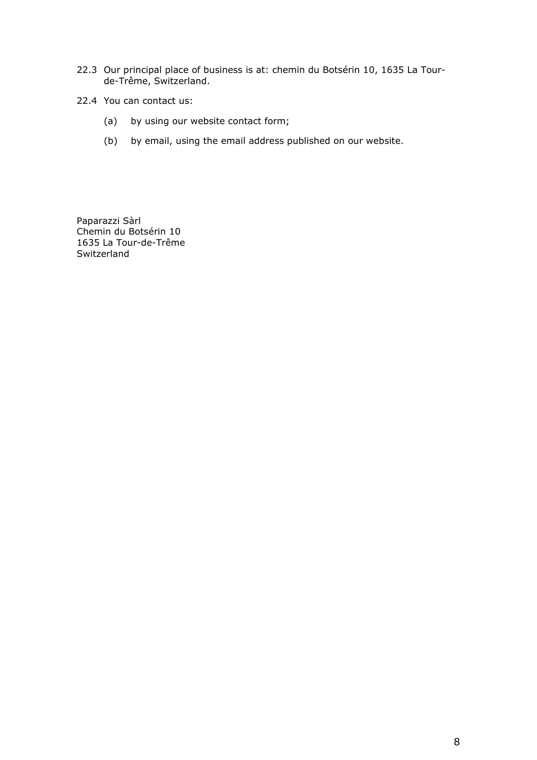22.3 Our principal place of business is at: chemin du Botsérin 10, 1635 La Tour-de-Trême, Switzerland.

22.4 You can contact us:

(a) by using our website contact form;

(b) by email, using the email address published on our website.

Paparazzi Sàrl
Chemin du Botsérin 10
1635 La Tour-de-Trême
Switzerland